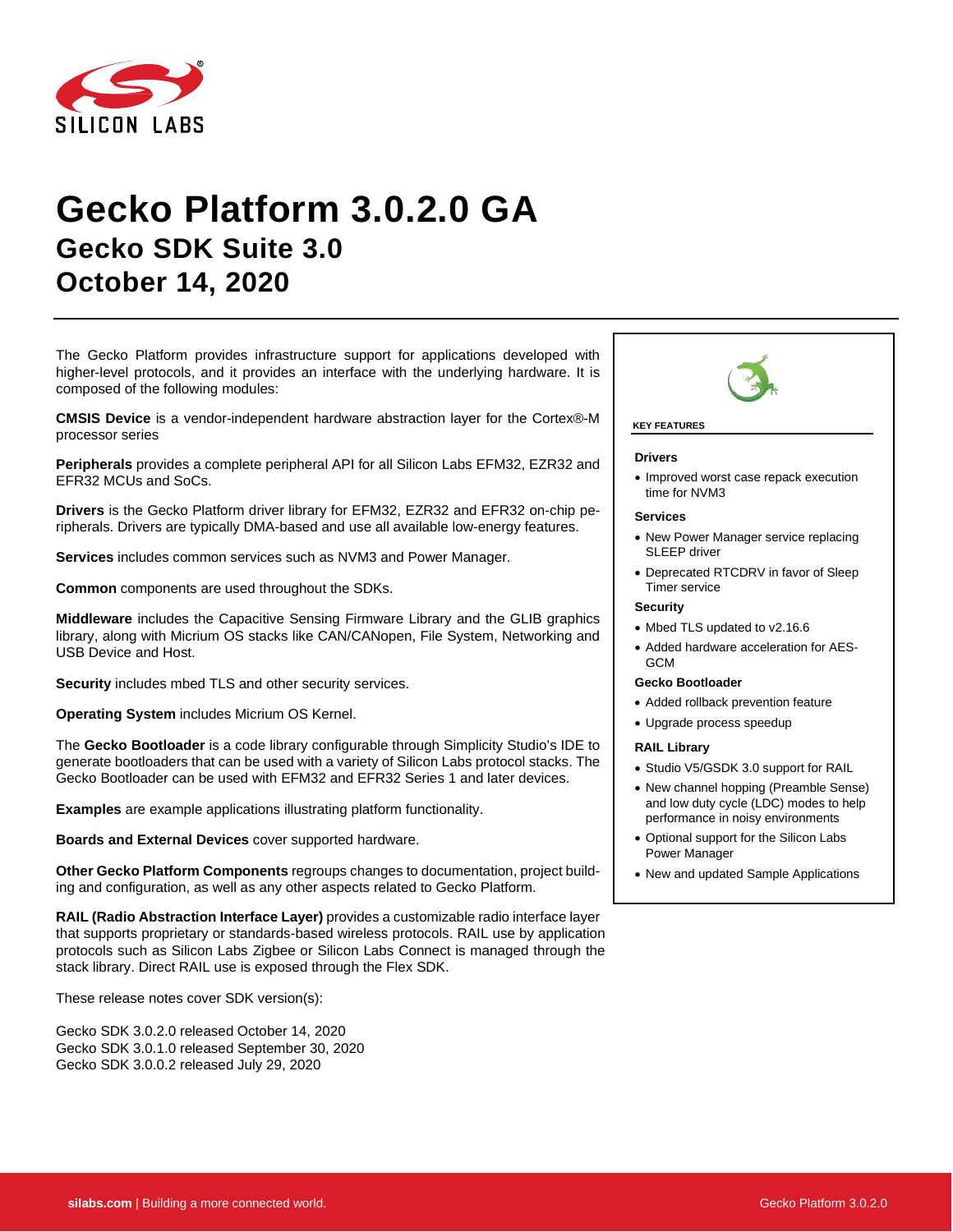# Gecko Platform 3.0.2.0 GA

## Gecko SDK Suite 3.0

## October 14, 2020

The Gecko Platform provides infrastructure support for applications developed with higher-level protocols, and it provides an interface with the underlying hardware. It is composed of the following modules:

**CMSIS Device** is a vendor-independent hardware abstraction layer for the Cortex®-M processor series

**Peripherals** provides a complete peripheral API for all Silicon Labs EFM32, EZR32 and EFR32 MCUs and SoCs.

**Drivers** is the Gecko Platform driver library for EFM32, EZR32 and EFR32 on-chip peripherals. Drivers are typically DMA-based and use all available low-energy features.

**Services** includes common services such as NVM3 and Power Manager.

**Common** components are used throughout the SDKs.

**Middleware** includes the Capacitive Sensing Firmware Library and the GLIB graphics library, along with Micrium OS stacks like CAN/CANopen, File System, Networking and USB Device and Host.

**Security** includes mbed TLS and other security services.

**Operating System** includes Micrium OS Kernel.

The **Gecko Bootloader** is a code library configurable through Simplicity Studio's IDE to generate bootloaders that can be used with a variety of Silicon Labs protocol stacks. The Gecko Bootloader can be used with EFM32 and EFR32 Series 1 and later devices.

**Examples** are example applications illustrating platform functionality.

**Boards and External Devices** cover supported hardware.

**Other Gecko Platform Components** regroups changes to documentation, project building and configuration, as well as any other aspects related to Gecko Platform.

**RAIL (Radio Abstraction Interface Layer)** provides a customizable radio interface layer that supports proprietary or standards-based wireless protocols. RAIL use by application protocols such as Silicon Labs Zigbee or Silicon Labs Connect is managed through the stack library. Direct RAIL use is exposed through the Flex SDK.

These release notes cover SDK version(s):

Gecko SDK 3.0.2.0 released October 14, 2020
Gecko SDK 3.0.1.0 released September 30, 2020
Gecko SDK 3.0.0.2 released July 29, 2020

**KEY FEATURES**

**Drivers**

- Improved worst case repack execution time for NVM3

**Services**

- New Power Manager service replacing SLEEP driver
- Deprecated RTCDRV in favor of Sleep Timer service

**Security**

- Mbed TLS updated to v2.16.6
- Added hardware acceleration for AES-GCM

**Gecko Bootloader**

- Added rollback prevention feature
- Upgrade process speedup

**RAIL Library**

- Studio V5/GSDK 3.0 support for RAIL
- New channel hopping (Preamble Sense) and low duty cycle (LDC) modes to help performance in noisy environments
- Optional support for the Silicon Labs Power Manager
- New and updated Sample Applications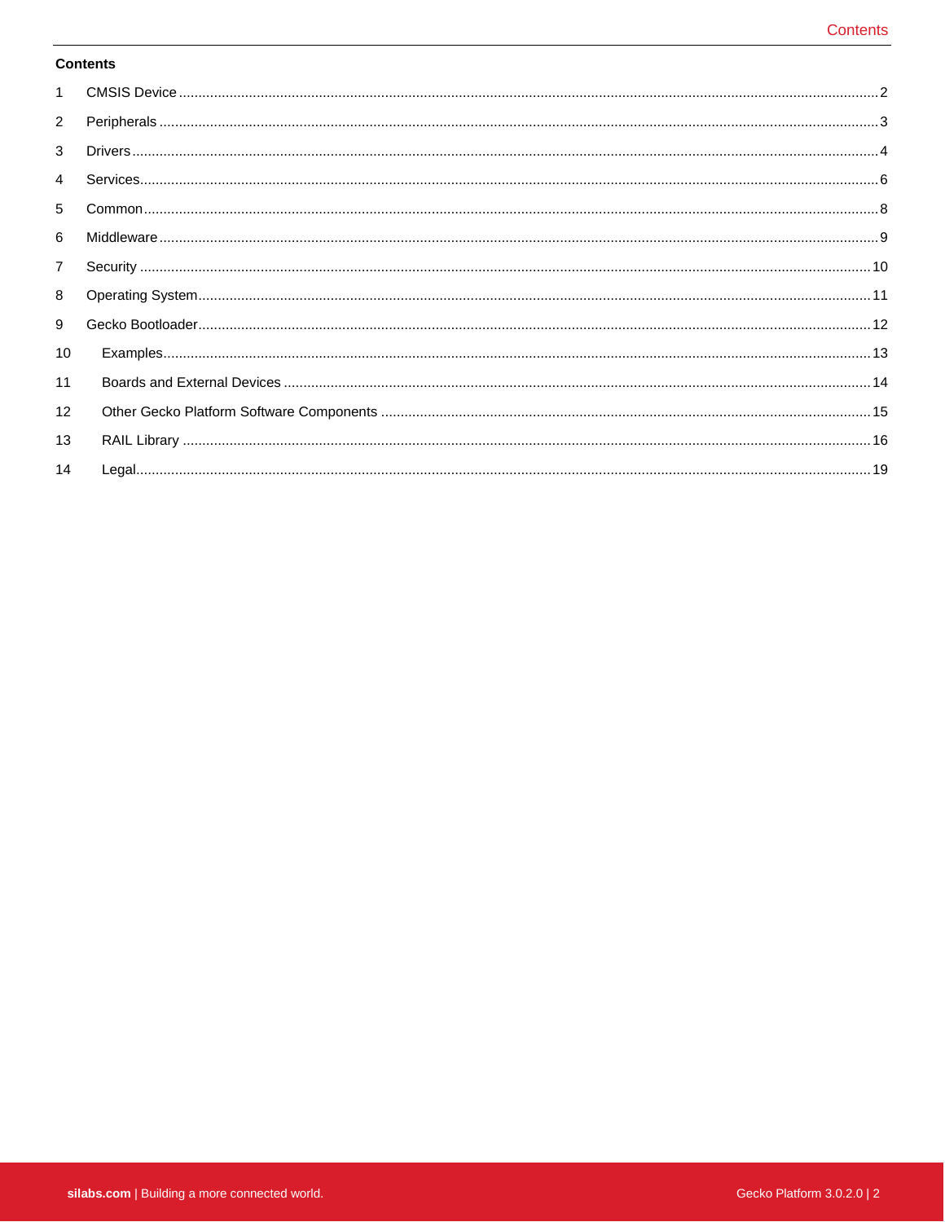**Contents**

1 CMSIS Device ........................................................................ 2

2 Peripherals ........................................................................ 3

3 Drivers ........................................................................ 4

4 Services ........................................................................ 6

5 Common ........................................................................ 8

6 Middleware ........................................................................ 9

7 Security ........................................................................ 10

8 Operating System ........................................................................ 11

9 Gecko Bootloader ........................................................................ 12

10 Examples ........................................................................ 13

11 Boards and External Devices ........................................................................ 14

12 Other Gecko Platform Software Components ........................................................................ 15

13 RAIL Library ........................................................................ 16

14 Legal ........................................................................ 19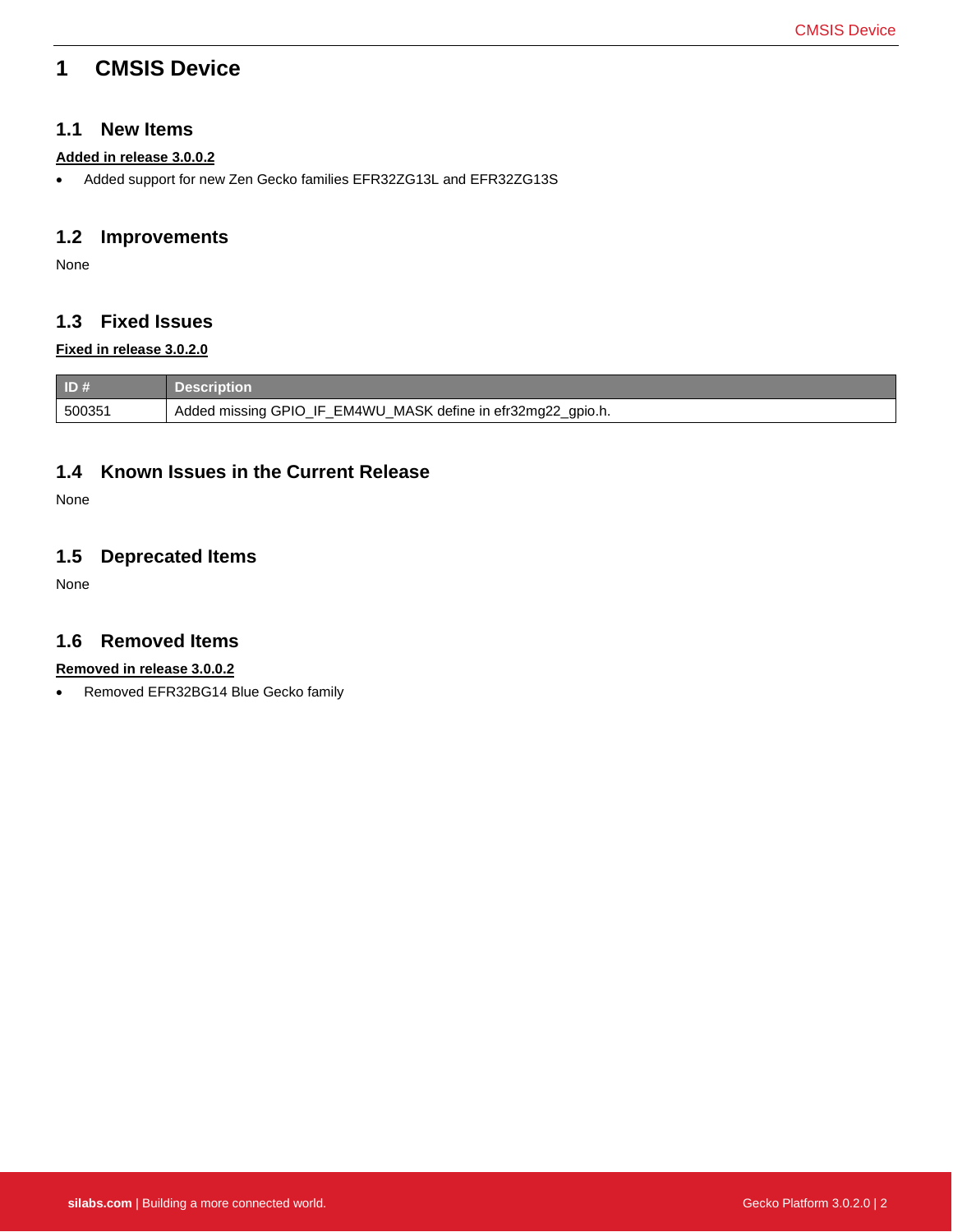# 1 CMSIS Device

## 1.1 New Items

**Added in release 3.0.0.2**

- Added support for new Zen Gecko families EFR32ZG13L and EFR32ZG13S

## 1.2 Improvements

None

## 1.3 Fixed Issues

**Fixed in release 3.0.2.0**

| ID # | Description |
| --- | --- |
| 500351 | Added missing GPIO_IF_EM4WU_MASK define in efr32mg22_gpio.h. |

## 1.4 Known Issues in the Current Release

None

## 1.5 Deprecated Items

None

## 1.6 Removed Items

**Removed in release 3.0.0.2**

- Removed EFR32BG14 Blue Gecko family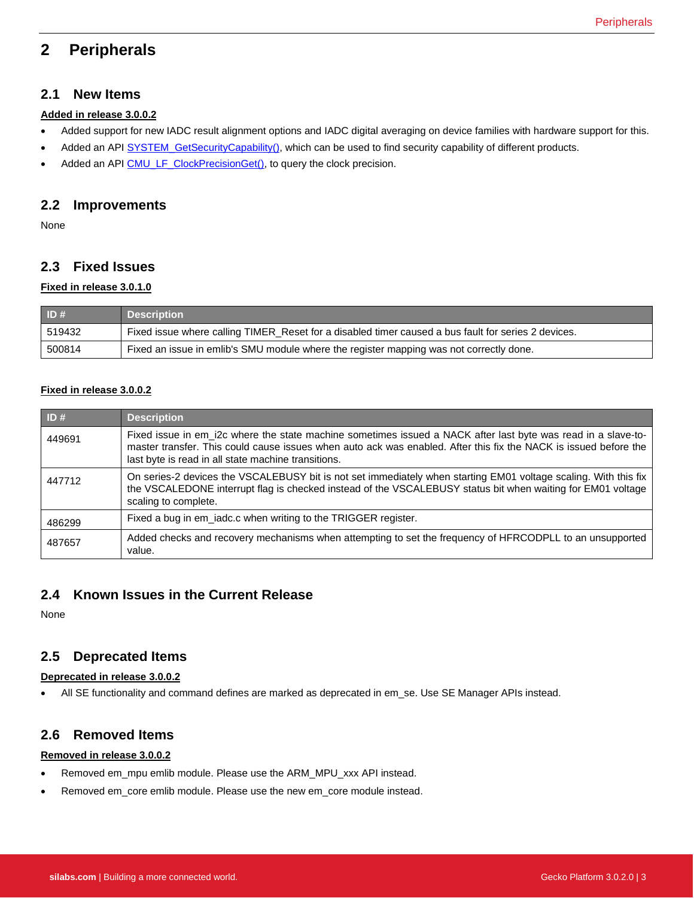# 2 Peripherals

## 2.1 New Items

**Added in release 3.0.0.2**

- Added support for new IADC result alignment options and IADC digital averaging on device families with hardware support for this.
- Added an API SYSTEM_GetSecurityCapability(), which can be used to find security capability of different products.
- Added an API CMU_LF_ClockPrecisionGet(), to query the clock precision.

## 2.2 Improvements

None

## 2.3 Fixed Issues

**Fixed in release 3.0.1.0**

| ID # | Description |
| --- | --- |
| 519432 | Fixed issue where calling TIMER_Reset for a disabled timer caused a bus fault for series 2 devices. |
| 500814 | Fixed an issue in emlib's SMU module where the register mapping was not correctly done. |

**Fixed in release 3.0.0.2**

| ID # | Description |
| --- | --- |
| 449691 | Fixed issue in em_i2c where the state machine sometimes issued a NACK after last byte was read in a slave-to-master transfer. This could cause issues when auto ack was enabled. After this fix the NACK is issued before the last byte is read in all state machine transitions. |
| 447712 | On series-2 devices the VSCALEBUSY bit is not set immediately when starting EM01 voltage scaling. With this fix the VSCALEDONE interrupt flag is checked instead of the VSCALEBUSY status bit when waiting for EM01 voltage scaling to complete. |
| 486299 | Fixed a bug in em_iadc.c when writing to the TRIGGER register. |
| 487657 | Added checks and recovery mechanisms when attempting to set the frequency of HFRCODPLL to an unsupported value. |

## 2.4 Known Issues in the Current Release

None

## 2.5 Deprecated Items

**Deprecated in release 3.0.0.2**

- All SE functionality and command defines are marked as deprecated in em_se. Use SE Manager APIs instead.

## 2.6 Removed Items

**Removed in release 3.0.0.2**

- Removed em_mpu emlib module. Please use the ARM_MPU_xxx API instead.
- Removed em_core emlib module. Please use the new em_core module instead.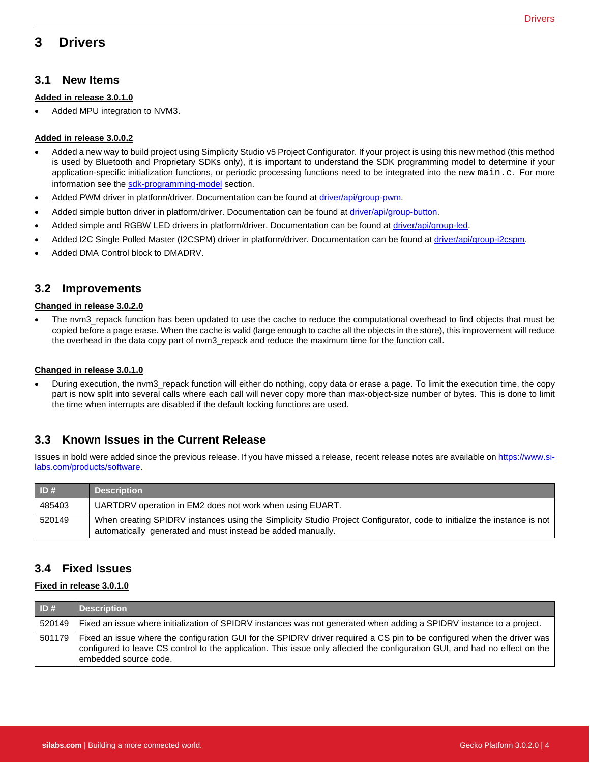# 3 Drivers

## 3.1 New Items

**Added in release 3.0.1.0**

- Added MPU integration to NVM3.

**Added in release 3.0.0.2**

- Added a new way to build project using Simplicity Studio v5 Project Configurator. If your project is using this new method (this method is used by Bluetooth and Proprietary SDKs only), it is important to understand the SDK programming model to determine if your application-specific initialization functions, or periodic processing functions need to be integrated into the new `main.c`. For more information see the [sdk-programming-model](sdk-programming-model) section.
- Added PWM driver in platform/driver. Documentation can be found at [driver/api/group-pwm](driver/api/group-pwm).
- Added simple button driver in platform/driver. Documentation can be found at [driver/api/group-button](driver/api/group-button).
- Added simple and RGBW LED drivers in platform/driver. Documentation can be found at [driver/api/group-led](driver/api/group-led).
- Added I2C Single Polled Master (I2CSPM) driver in platform/driver. Documentation can be found at [driver/api/group-i2cspm](driver/api/group-i2cspm).
- Added DMA Control block to DMADRV.

## 3.2 Improvements

**Changed in release 3.0.2.0**

- The nvm3_repack function has been updated to use the cache to reduce the computational overhead to find objects that must be copied before a page erase. When the cache is valid (large enough to cache all the objects in the store), this improvement will reduce the overhead in the data copy part of nvm3_repack and reduce the maximum time for the function call.

**Changed in release 3.0.1.0**

- During execution, the nvm3_repack function will either do nothing, copy data or erase a page. To limit the execution time, the copy part is now split into several calls where each call will never copy more than max-object-size number of bytes. This is done to limit the time when interrupts are disabled if the default locking functions are used.

## 3.3 Known Issues in the Current Release

Issues in bold were added since the previous release. If you have missed a release, recent release notes are available on [https://www.silabs.com/products/software](https://www.silabs.com/products/software).

| ID # | Description |
|---|---|
| 485403 | UARTDRV operation in EM2 does not work when using EUART. |
| 520149 | When creating SPIDRV instances using the Simplicity Studio Project Configurator, code to initialize the instance is not automatically generated and must instead be added manually. |

## 3.4 Fixed Issues

**Fixed in release 3.0.1.0**

| ID # | Description |
|---|---|
| 520149 | Fixed an issue where initialization of SPIDRV instances was not generated when adding a SPIDRV instance to a project. |
| 501179 | Fixed an issue where the configuration GUI for the SPIDRV driver required a CS pin to be configured when the driver was configured to leave CS control to the application. This issue only affected the configuration GUI, and had no effect on the embedded source code. |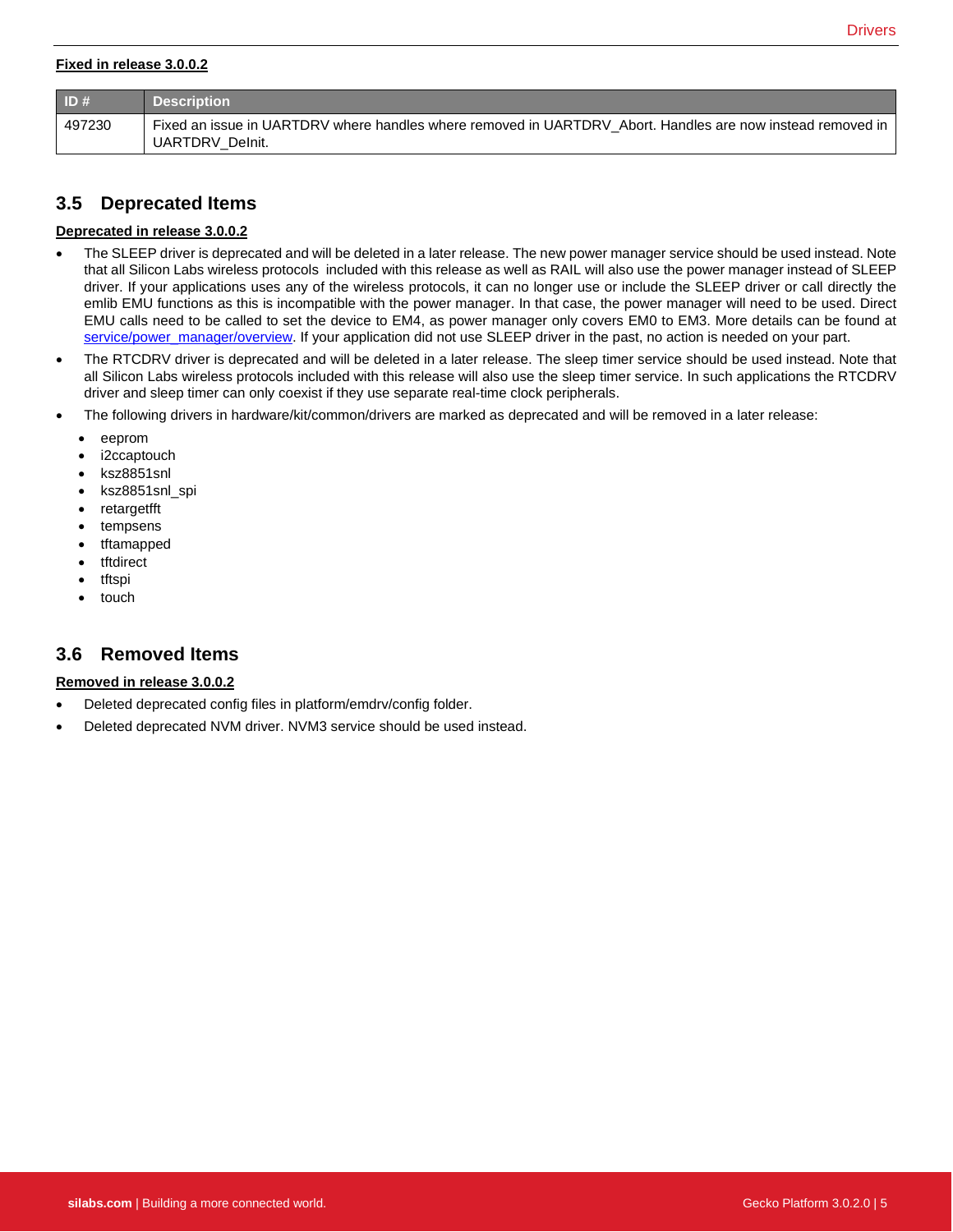**Fixed in release 3.0.0.2**

| ID # | Description |
|---|---|
| 497230 | Fixed an issue in UARTDRV where handles where removed in UARTDRV_Abort. Handles are now instead removed in UARTDRV_DeInit. |

## 3.5 Deprecated Items

**Deprecated in release 3.0.0.2**

- The SLEEP driver is deprecated and will be deleted in a later release. The new power manager service should be used instead. Note that all Silicon Labs wireless protocols included with this release as well as RAIL will also use the power manager instead of SLEEP driver. If your applications uses any of the wireless protocols, it can no longer use or include the SLEEP driver or call directly the emlib EMU functions as this is incompatible with the power manager. In that case, the power manager will need to be used. Direct EMU calls need to be called to set the device to EM4, as power manager only covers EM0 to EM3. More details can be found at service/power_manager/overview. If your application did not use SLEEP driver in the past, no action is needed on your part.
- The RTCDRV driver is deprecated and will be deleted in a later release. The sleep timer service should be used instead. Note that all Silicon Labs wireless protocols included with this release will also use the sleep timer service. In such applications the RTCDRV driver and sleep timer can only coexist if they use separate real-time clock peripherals.
- The following drivers in hardware/kit/common/drivers are marked as deprecated and will be removed in a later release:
  - eeprom
  - i2ccaptouch
  - ksz8851snl
  - ksz8851snl_spi
  - retargetfft
  - tempsens
  - tftamapped
  - tftdirect
  - tftspi
  - touch

## 3.6 Removed Items

**Removed in release 3.0.0.2**

- Deleted deprecated config files in platform/emdrv/config folder.
- Deleted deprecated NVM driver. NVM3 service should be used instead.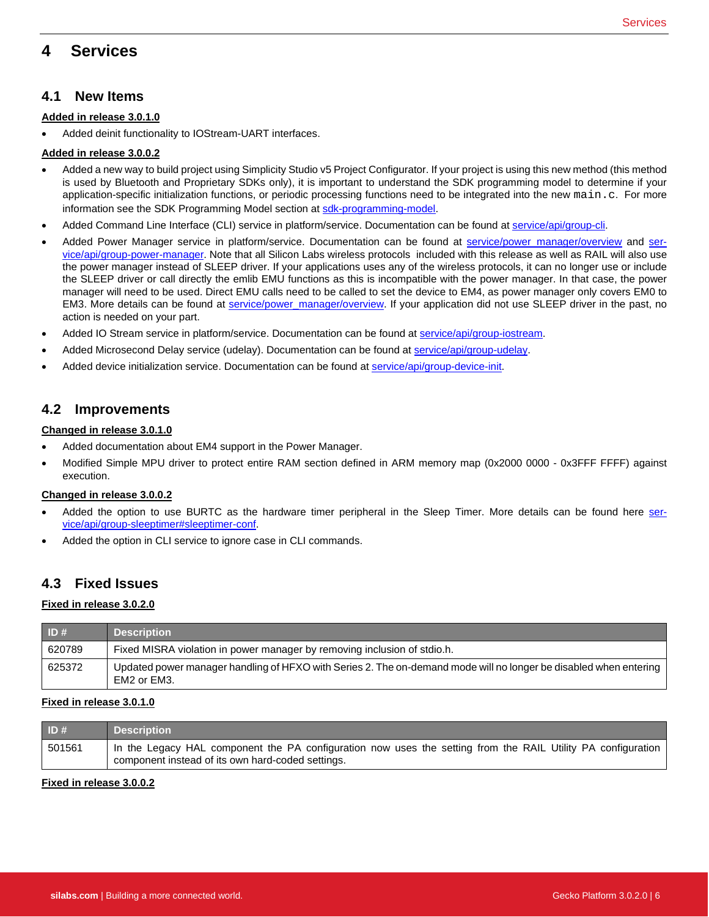# 4 Services

## 4.1 New Items

**Added in release 3.0.1.0**

- Added deinit functionality to IOStream-UART interfaces.

**Added in release 3.0.0.2**

- Added a new way to build project using Simplicity Studio v5 Project Configurator. If your project is using this new method (this method is used by Bluetooth and Proprietary SDKs only), it is important to understand the SDK programming model to determine if your application-specific initialization functions, or periodic processing functions need to be integrated into the new `main.c`. For more information see the SDK Programming Model section at sdk-programming-model.
- Added Command Line Interface (CLI) service in platform/service. Documentation can be found at service/api/group-cli.
- Added Power Manager service in platform/service. Documentation can be found at service/power_manager/overview and service/api/group-power-manager. Note that all Silicon Labs wireless protocols included with this release as well as RAIL will also use the power manager instead of SLEEP driver. If your applications uses any of the wireless protocols, it can no longer use or include the SLEEP driver or call directly the emlib EMU functions as this is incompatible with the power manager. In that case, the power manager will need to be used. Direct EMU calls need to be called to set the device to EM4, as power manager only covers EM0 to EM3. More details can be found at service/power_manager/overview. If your application did not use SLEEP driver in the past, no action is needed on your part.
- Added IO Stream service in platform/service. Documentation can be found at service/api/group-iostream.
- Added Microsecond Delay service (udelay). Documentation can be found at service/api/group-udelay.
- Added device initialization service. Documentation can be found at service/api/group-device-init.

## 4.2 Improvements

**Changed in release 3.0.1.0**

- Added documentation about EM4 support in the Power Manager.
- Modified Simple MPU driver to protect entire RAM section defined in ARM memory map (0x2000 0000 - 0x3FFF FFFF) against execution.

**Changed in release 3.0.0.2**

- Added the option to use BURTC as the hardware timer peripheral in the Sleep Timer. More details can be found here service/api/group-sleeptimer#sleeptimer-conf.
- Added the option in CLI service to ignore case in CLI commands.

## 4.3 Fixed Issues

**Fixed in release 3.0.2.0**

| ID # | Description |
|---|---|
| 620789 | Fixed MISRA violation in power manager by removing inclusion of stdio.h. |
| 625372 | Updated power manager handling of HFXO with Series 2. The on-demand mode will no longer be disabled when entering EM2 or EM3. |

**Fixed in release 3.0.1.0**

| ID # | Description |
|---|---|
| 501561 | In the Legacy HAL component the PA configuration now uses the setting from the RAIL Utility PA configuration component instead of its own hard-coded settings. |

**Fixed in release 3.0.0.2**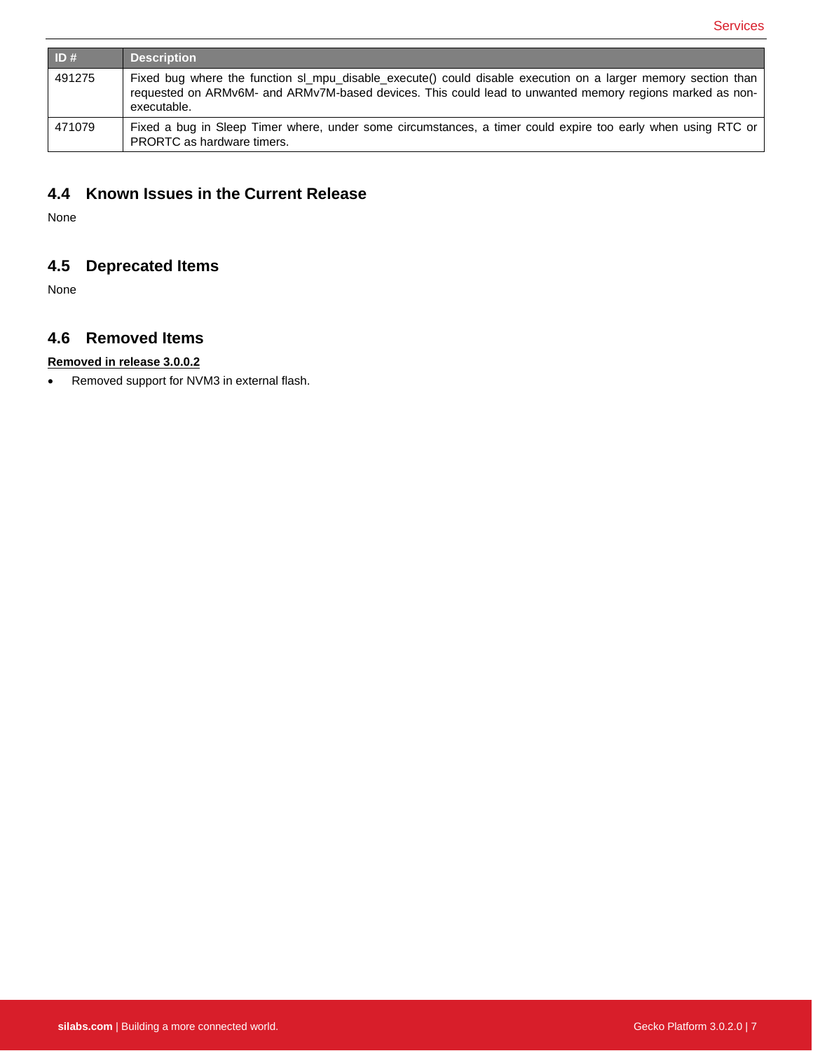| ID # | Description |
|---|---|
| 491275 | Fixed bug where the function sl_mpu_disable_execute() could disable execution on a larger memory section than requested on ARMv6M- and ARMv7M-based devices. This could lead to unwanted memory regions marked as non-executable. |
| 471079 | Fixed a bug in Sleep Timer where, under some circumstances, a timer could expire too early when using RTC or PRORTC as hardware timers. |

## 4.4 Known Issues in the Current Release

None

## 4.5 Deprecated Items

None

## 4.6 Removed Items

**Removed in release 3.0.0.2**

- Removed support for NVM3 in external flash.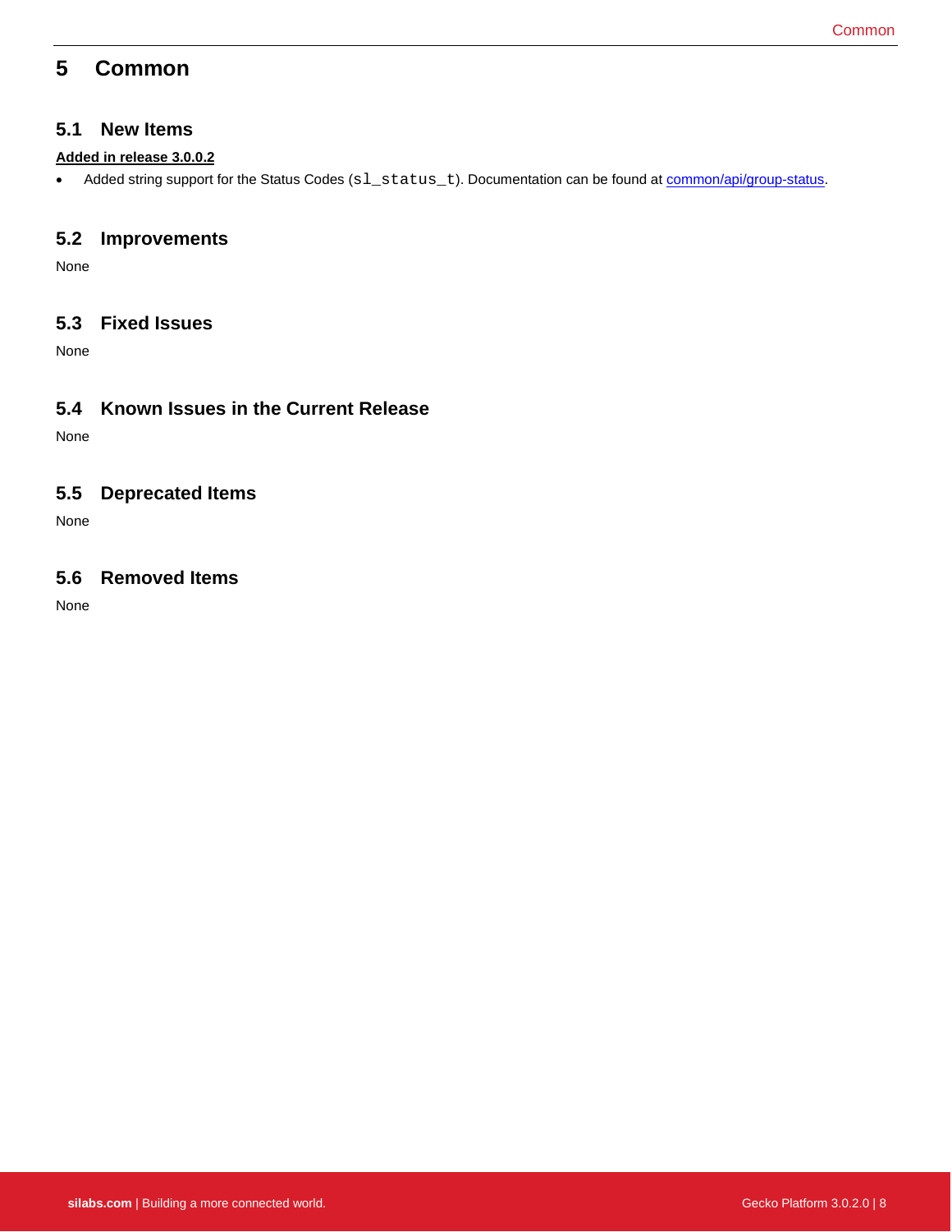# 5 Common

## 5.1 New Items

**Added in release 3.0.0.2**

- Added string support for the Status Codes (`sl_status_t`). Documentation can be found at [common/api/group-status](common/api/group-status).

## 5.2 Improvements

None

## 5.3 Fixed Issues

None

## 5.4 Known Issues in the Current Release

None

## 5.5 Deprecated Items

None

## 5.6 Removed Items

None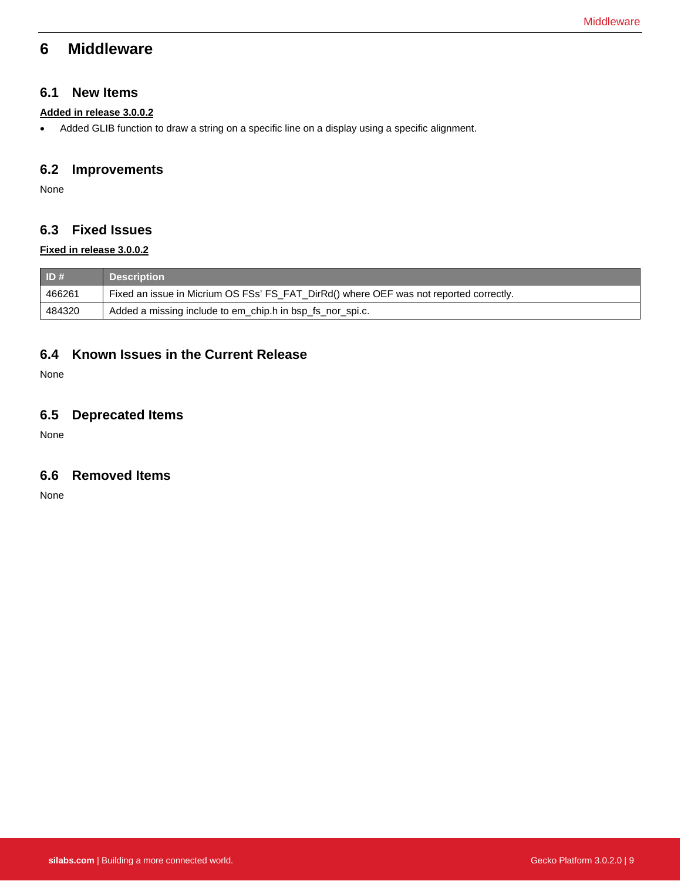# 6 Middleware

## 6.1 New Items

**Added in release 3.0.0.2**

- Added GLIB function to draw a string on a specific line on a display using a specific alignment.

## 6.2 Improvements

None

## 6.3 Fixed Issues

**Fixed in release 3.0.0.2**

| ID # | Description |
|---|---|
| 466261 | Fixed an issue in Micrium OS FSs' FS_FAT_DirRd() where OEF was not reported correctly. |
| 484320 | Added a missing include to em_chip.h in bsp_fs_nor_spi.c. |

## 6.4 Known Issues in the Current Release

None

## 6.5 Deprecated Items

None

## 6.6 Removed Items

None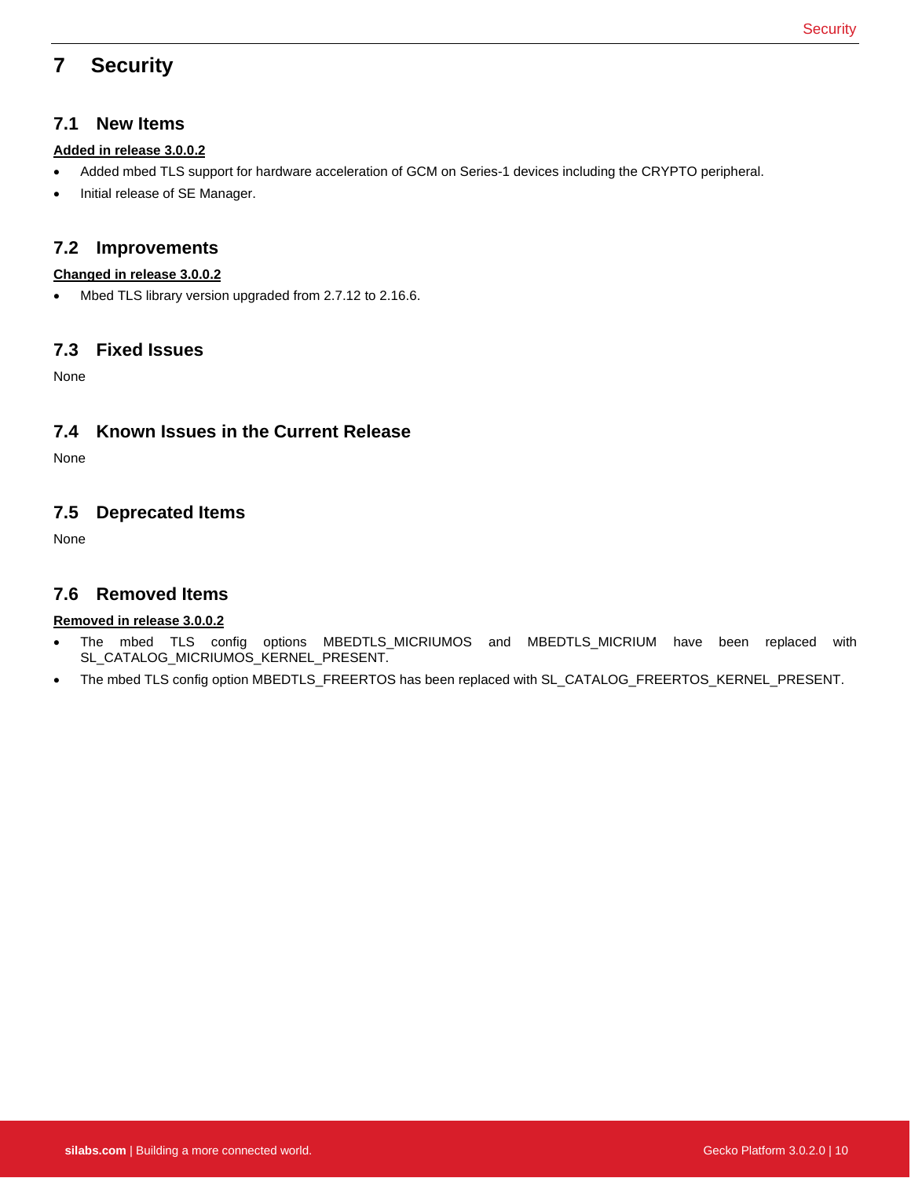# 7 Security

## 7.1 New Items

**Added in release 3.0.0.2**

- Added mbed TLS support for hardware acceleration of GCM on Series-1 devices including the CRYPTO peripheral.
- Initial release of SE Manager.

## 7.2 Improvements

**Changed in release 3.0.0.2**

- Mbed TLS library version upgraded from 2.7.12 to 2.16.6.

## 7.3 Fixed Issues

None

## 7.4 Known Issues in the Current Release

None

## 7.5 Deprecated Items

None

## 7.6 Removed Items

**Removed in release 3.0.0.2**

- The mbed TLS config options MBEDTLS_MICRIUMOS and MBEDTLS_MICRIUM have been replaced with SL_CATALOG_MICRIUMOS_KERNEL_PRESENT.
- The mbed TLS config option MBEDTLS_FREERTOS has been replaced with SL_CATALOG_FREERTOS_KERNEL_PRESENT.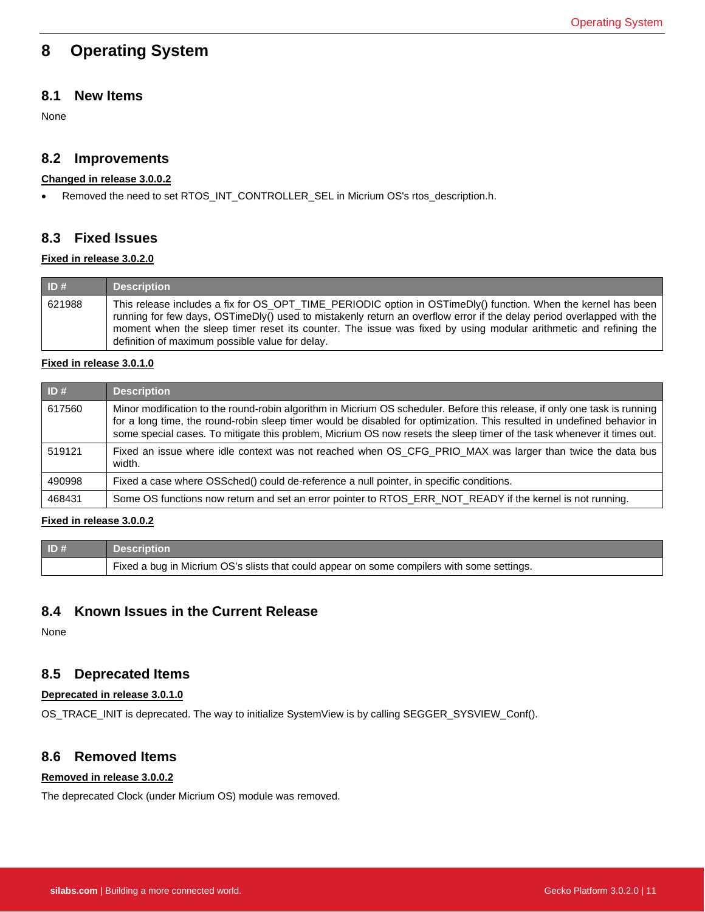# 8 Operating System

## 8.1 New Items

None

## 8.2 Improvements

**Changed in release 3.0.0.2**

- Removed the need to set RTOS_INT_CONTROLLER_SEL in Micrium OS's rtos_description.h.

## 8.3 Fixed Issues

**Fixed in release 3.0.2.0**

| ID # | Description |
|---|---|
| 621988 | This release includes a fix for OS_OPT_TIME_PERIODIC option in OSTimeDly() function. When the kernel has been running for few days, OSTimeDly() used to mistakenly return an overflow error if the delay period overlapped with the moment when the sleep timer reset its counter. The issue was fixed by using modular arithmetic and refining the definition of maximum possible value for delay. |

**Fixed in release 3.0.1.0**

| ID # | Description |
|---|---|
| 617560 | Minor modification to the round-robin algorithm in Micrium OS scheduler. Before this release, if only one task is running for a long time, the round-robin sleep timer would be disabled for optimization. This resulted in undefined behavior in some special cases. To mitigate this problem, Micrium OS now resets the sleep timer of the task whenever it times out. |
| 519121 | Fixed an issue where idle context was not reached when OS_CFG_PRIO_MAX was larger than twice the data bus width. |
| 490998 | Fixed a case where OSSched() could de-reference a null pointer, in specific conditions. |
| 468431 | Some OS functions now return and set an error pointer to RTOS_ERR_NOT_READY if the kernel is not running. |

**Fixed in release 3.0.0.2**

| ID # | Description |
|---|---|
| | Fixed a bug in Micrium OS's slists that could appear on some compilers with some settings. |

## 8.4 Known Issues in the Current Release

None

## 8.5 Deprecated Items

**Deprecated in release 3.0.1.0**

OS_TRACE_INIT is deprecated. The way to initialize SystemView is by calling SEGGER_SYSVIEW_Conf().

## 8.6 Removed Items

**Removed in release 3.0.0.2**

The deprecated Clock (under Micrium OS) module was removed.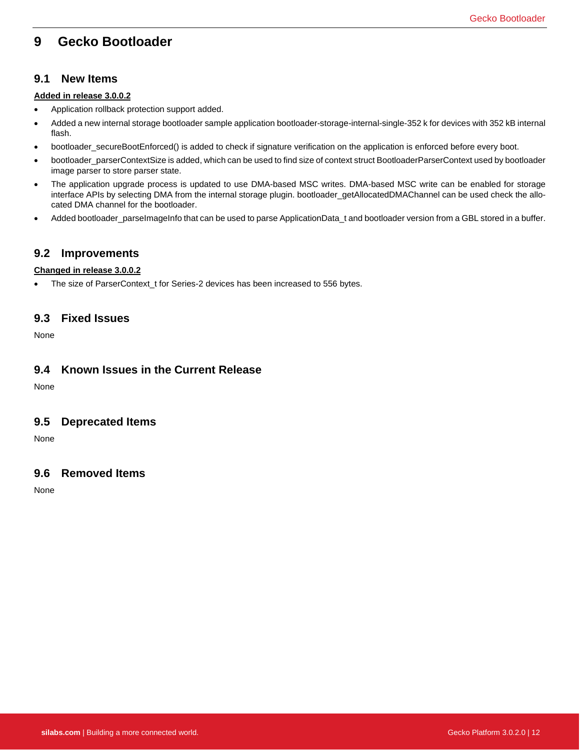# 9 Gecko Bootloader

## 9.1 New Items

**Added in release 3.0.0.2**

- Application rollback protection support added.
- Added a new internal storage bootloader sample application bootloader-storage-internal-single-352 k for devices with 352 kB internal flash.
- bootloader_secureBootEnforced() is added to check if signature verification on the application is enforced before every boot.
- bootloader_parserContextSize is added, which can be used to find size of context struct BootloaderParserContext used by bootloader image parser to store parser state.
- The application upgrade process is updated to use DMA-based MSC writes. DMA-based MSC write can be enabled for storage interface APIs by selecting DMA from the internal storage plugin. bootloader_getAllocatedDMAChannel can be used check the allocated DMA channel for the bootloader.
- Added bootloader_parseImageInfo that can be used to parse ApplicationData_t and bootloader version from a GBL stored in a buffer.

## 9.2 Improvements

**Changed in release 3.0.0.2**

- The size of ParserContext_t for Series-2 devices has been increased to 556 bytes.

## 9.3 Fixed Issues

None

## 9.4 Known Issues in the Current Release

None

## 9.5 Deprecated Items

None

## 9.6 Removed Items

None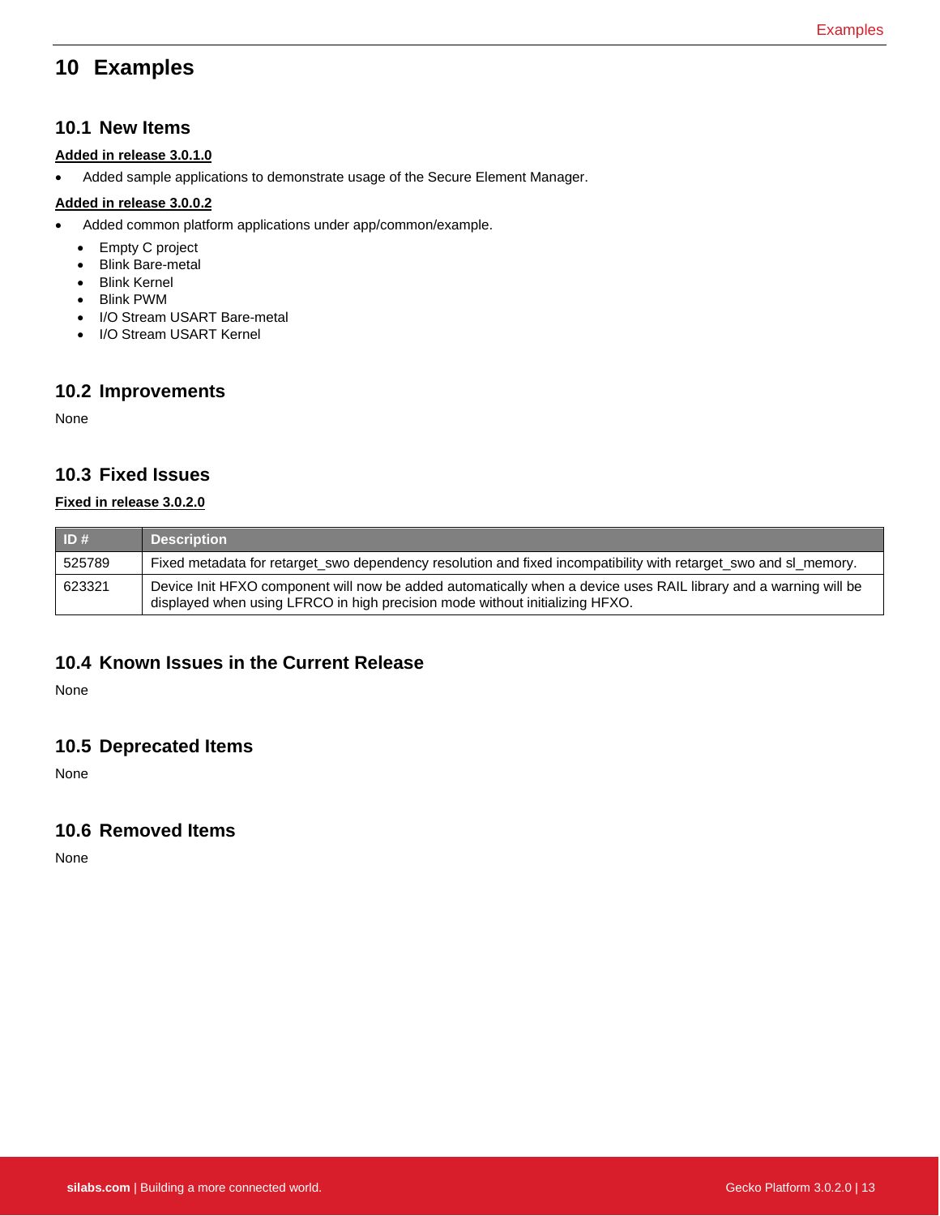# 10 Examples

## 10.1 New Items

**Added in release 3.0.1.0**

- Added sample applications to demonstrate usage of the Secure Element Manager.

**Added in release 3.0.0.2**

- Added common platform applications under app/common/example.
  - Empty C project
  - Blink Bare-metal
  - Blink Kernel
  - Blink PWM
  - I/O Stream USART Bare-metal
  - I/O Stream USART Kernel

## 10.2 Improvements

None

## 10.3 Fixed Issues

**Fixed in release 3.0.2.0**

| ID # | Description |
| --- | --- |
| 525789 | Fixed metadata for retarget_swo dependency resolution and fixed incompatibility with retarget_swo and sl_memory. |
| 623321 | Device Init HFXO component will now be added automatically when a device uses RAIL library and a warning will be displayed when using LFRCO in high precision mode without initializing HFXO. |

## 10.4 Known Issues in the Current Release

None

## 10.5 Deprecated Items

None

## 10.6 Removed Items

None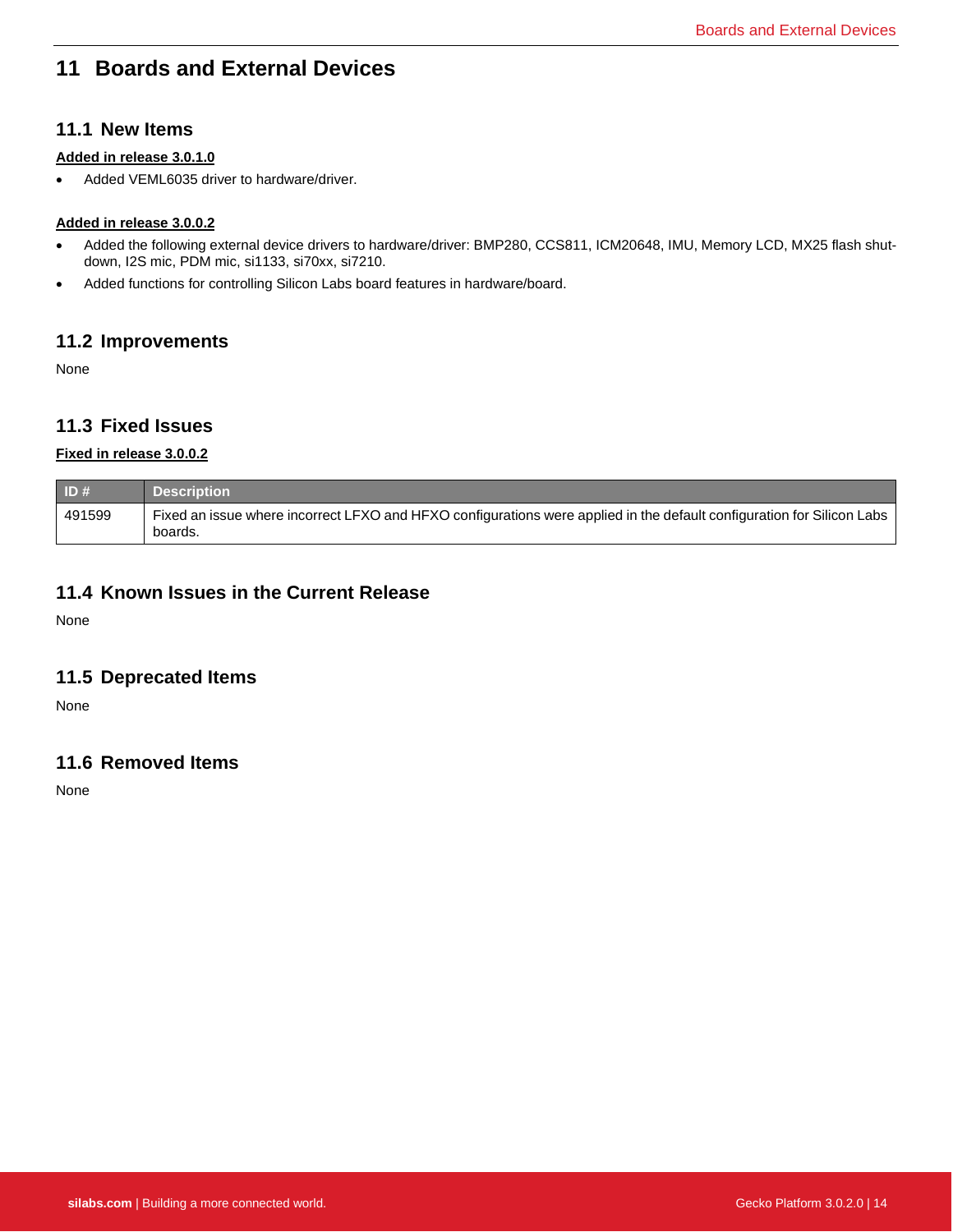# 11 Boards and External Devices

## 11.1 New Items

**Added in release 3.0.1.0**

- Added VEML6035 driver to hardware/driver.

**Added in release 3.0.0.2**

- Added the following external device drivers to hardware/driver: BMP280, CCS811, ICM20648, IMU, Memory LCD, MX25 flash shutdown, I2S mic, PDM mic, si1133, si70xx, si7210.
- Added functions for controlling Silicon Labs board features in hardware/board.

## 11.2 Improvements

None

## 11.3 Fixed Issues

**Fixed in release 3.0.0.2**

| ID # | Description |
|---|---|
| 491599 | Fixed an issue where incorrect LFXO and HFXO configurations were applied in the default configuration for Silicon Labs boards. |

## 11.4 Known Issues in the Current Release

None

## 11.5 Deprecated Items

None

## 11.6 Removed Items

None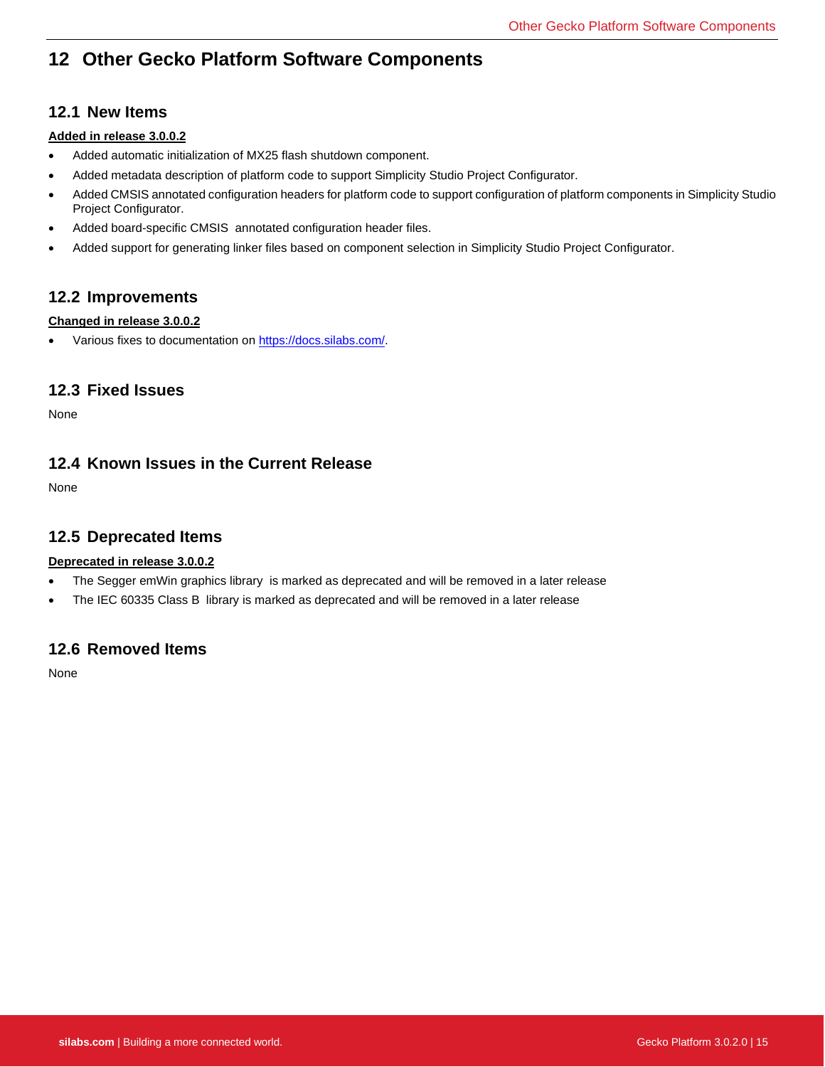# 12 Other Gecko Platform Software Components

## 12.1 New Items

**Added in release 3.0.0.2**

- Added automatic initialization of MX25 flash shutdown component.
- Added metadata description of platform code to support Simplicity Studio Project Configurator.
- Added CMSIS annotated configuration headers for platform code to support configuration of platform components in Simplicity Studio Project Configurator.
- Added board-specific CMSIS annotated configuration header files.
- Added support for generating linker files based on component selection in Simplicity Studio Project Configurator.

## 12.2 Improvements

**Changed in release 3.0.0.2**

- Various fixes to documentation on https://docs.silabs.com/.

## 12.3 Fixed Issues

None

## 12.4 Known Issues in the Current Release

None

## 12.5 Deprecated Items

**Deprecated in release 3.0.0.2**

- The Segger emWin graphics library is marked as deprecated and will be removed in a later release
- The IEC 60335 Class B library is marked as deprecated and will be removed in a later release

## 12.6 Removed Items

None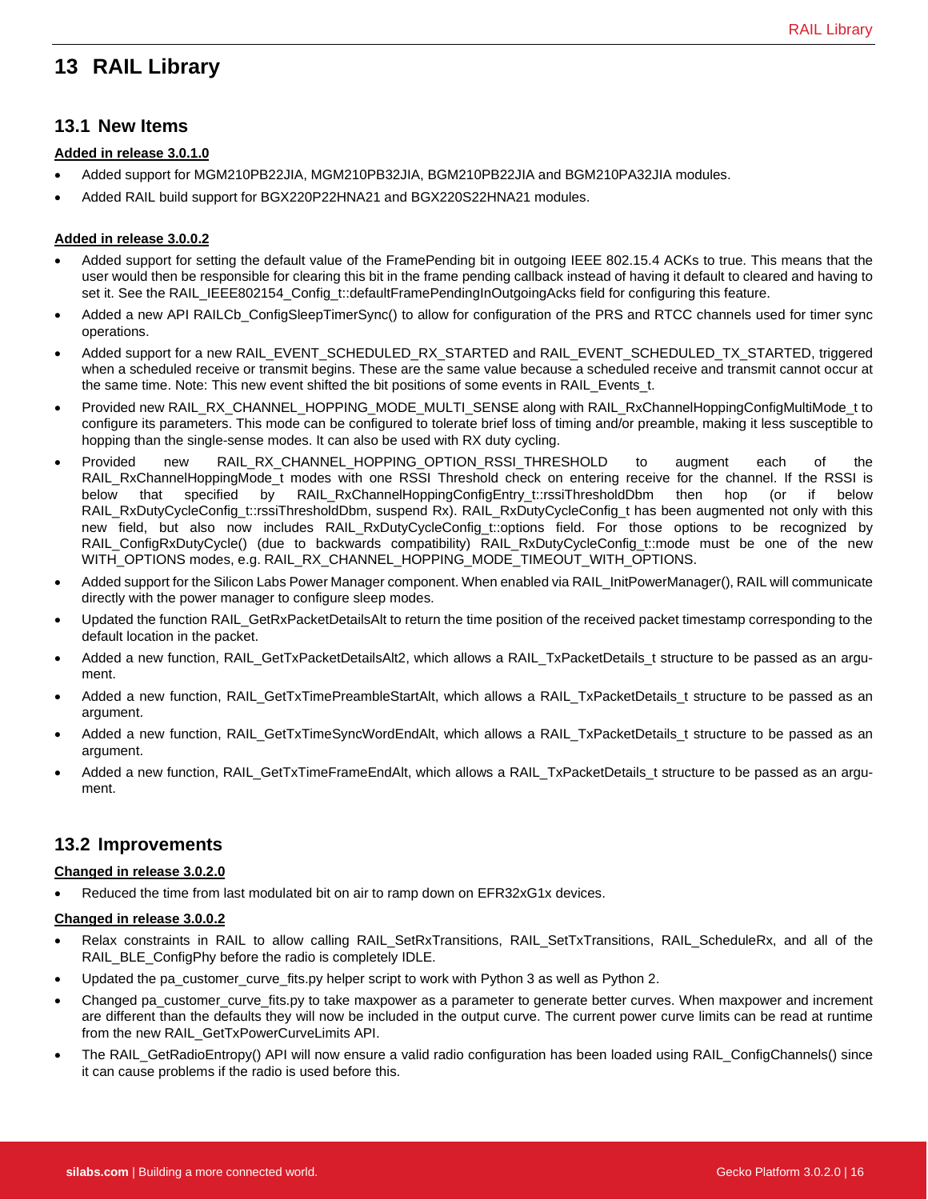# 13 RAIL Library

## 13.1 New Items

**Added in release 3.0.1.0**

- Added support for MGM210PB22JIA, MGM210PB32JIA, BGM210PB22JIA and BGM210PA32JIA modules.
- Added RAIL build support for BGX220P22HNA21 and BGX220S22HNA21 modules.

**Added in release 3.0.0.2**

- Added support for setting the default value of the FramePending bit in outgoing IEEE 802.15.4 ACKs to true. This means that the user would then be responsible for clearing this bit in the frame pending callback instead of having it default to cleared and having to set it. See the RAIL_IEEE802154_Config_t::defaultFramePendingInOutgoingAcks field for configuring this feature.
- Added a new API RAILCb_ConfigSleepTimerSync() to allow for configuration of the PRS and RTCC channels used for timer sync operations.
- Added support for a new RAIL_EVENT_SCHEDULED_RX_STARTED and RAIL_EVENT_SCHEDULED_TX_STARTED, triggered when a scheduled receive or transmit begins. These are the same value because a scheduled receive and transmit cannot occur at the same time. Note: This new event shifted the bit positions of some events in RAIL_Events_t.
- Provided new RAIL_RX_CHANNEL_HOPPING_MODE_MULTI_SENSE along with RAIL_RxChannelHoppingConfigMultiMode_t to configure its parameters. This mode can be configured to tolerate brief loss of timing and/or preamble, making it less susceptible to hopping than the single-sense modes. It can also be used with RX duty cycling.
- Provided new RAIL_RX_CHANNEL_HOPPING_OPTION_RSSI_THRESHOLD to augment each of the RAIL_RxChannelHoppingMode_t modes with one RSSI Threshold check on entering receive for the channel. If the RSSI is below that specified by RAIL_RxChannelHoppingConfigEntry_t::rssiThresholdDbm then hop (or if below RAIL_RxDutyCycleConfig_t::rssiThresholdDbm, suspend Rx). RAIL_RxDutyCycleConfig_t has been augmented not only with this new field, but also now includes RAIL_RxDutyCycleConfig_t::options field. For those options to be recognized by RAIL_ConfigRxDutyCycle() (due to backwards compatibility) RAIL_RxDutyCycleConfig_t::mode must be one of the new WITH_OPTIONS modes, e.g. RAIL_RX_CHANNEL_HOPPING_MODE_TIMEOUT_WITH_OPTIONS.
- Added support for the Silicon Labs Power Manager component. When enabled via RAIL_InitPowerManager(), RAIL will communicate directly with the power manager to configure sleep modes.
- Updated the function RAIL_GetRxPacketDetailsAlt to return the time position of the received packet timestamp corresponding to the default location in the packet.
- Added a new function, RAIL_GetTxPacketDetailsAlt2, which allows a RAIL_TxPacketDetails_t structure to be passed as an argument.
- Added a new function, RAIL_GetTxTimePreambleStartAlt, which allows a RAIL_TxPacketDetails_t structure to be passed as an argument.
- Added a new function, RAIL_GetTxTimeSyncWordEndAlt, which allows a RAIL_TxPacketDetails_t structure to be passed as an argument.
- Added a new function, RAIL_GetTxTimeFrameEndAlt, which allows a RAIL_TxPacketDetails_t structure to be passed as an argument.

## 13.2 Improvements

**Changed in release 3.0.2.0**

- Reduced the time from last modulated bit on air to ramp down on EFR32xG1x devices.

**Changed in release 3.0.0.2**

- Relax constraints in RAIL to allow calling RAIL_SetRxTransitions, RAIL_SetTxTransitions, RAIL_ScheduleRx, and all of the RAIL_BLE_ConfigPhy before the radio is completely IDLE.
- Updated the pa_customer_curve_fits.py helper script to work with Python 3 as well as Python 2.
- Changed pa_customer_curve_fits.py to take maxpower as a parameter to generate better curves. When maxpower and increment are different than the defaults they will now be included in the output curve. The current power curve limits can be read at runtime from the new RAIL_GetTxPowerCurveLimits API.
- The RAIL_GetRadioEntropy() API will now ensure a valid radio configuration has been loaded using RAIL_ConfigChannels() since it can cause problems if the radio is used before this.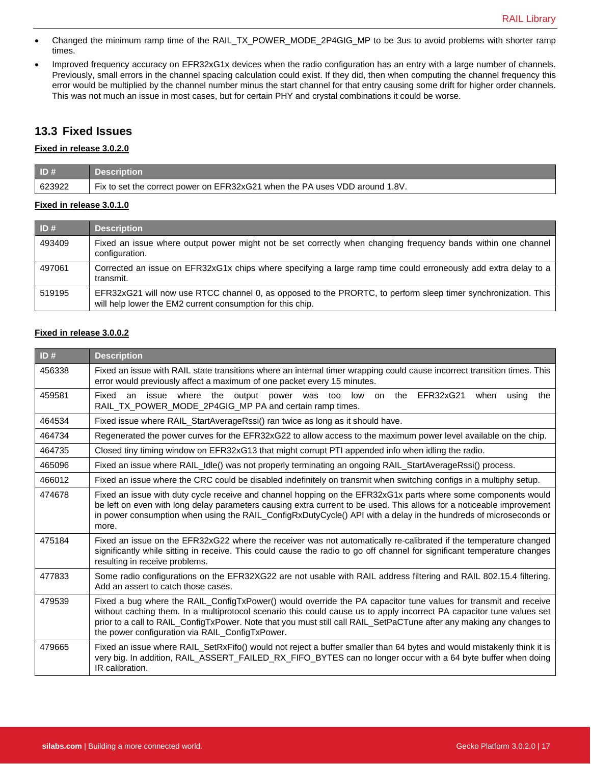- Changed the minimum ramp time of the RAIL_TX_POWER_MODE_2P4GIG_MP to be 3us to avoid problems with shorter ramp times.
- Improved frequency accuracy on EFR32xG1x devices when the radio configuration has an entry with a large number of channels. Previously, small errors in the channel spacing calculation could exist. If they did, then when computing the channel frequency this error would be multiplied by the channel number minus the start channel for that entry causing some drift for higher order channels. This was not much an issue in most cases, but for certain PHY and crystal combinations it could be worse.

## 13.3 Fixed Issues

**Fixed in release 3.0.2.0**

| ID # | Description |
|---|---|
| 623922 | Fix to set the correct power on EFR32xG21 when the PA uses VDD around 1.8V. |

**Fixed in release 3.0.1.0**

| ID # | Description |
|---|---|
| 493409 | Fixed an issue where output power might not be set correctly when changing frequency bands within one channel configuration. |
| 497061 | Corrected an issue on EFR32xG1x chips where specifying a large ramp time could erroneously add extra delay to a transmit. |
| 519195 | EFR32xG21 will now use RTCC channel 0, as opposed to the PRORTC, to perform sleep timer synchronization. This will help lower the EM2 current consumption for this chip. |

**Fixed in release 3.0.0.2**

| ID # | Description |
|---|---|
| 456338 | Fixed an issue with RAIL state transitions where an internal timer wrapping could cause incorrect transition times. This error would previously affect a maximum of one packet every 15 minutes. |
| 459581 | Fixed an issue where the output power was too low on the EFR32xG21 when using the RAIL_TX_POWER_MODE_2P4GIG_MP PA and certain ramp times. |
| 464534 | Fixed issue where RAIL_StartAverageRssi() ran twice as long as it should have. |
| 464734 | Regenerated the power curves for the EFR32xG22 to allow access to the maximum power level available on the chip. |
| 464735 | Closed tiny timing window on EFR32xG13 that might corrupt PTI appended info when idling the radio. |
| 465096 | Fixed an issue where RAIL_Idle() was not properly terminating an ongoing RAIL_StartAverageRssi() process. |
| 466012 | Fixed an issue where the CRC could be disabled indefinitely on transmit when switching configs in a multiphy setup. |
| 474678 | Fixed an issue with duty cycle receive and channel hopping on the EFR32xG1x parts where some components would be left on even with long delay parameters causing extra current to be used. This allows for a noticeable improvement in power consumption when using the RAIL_ConfigRxDutyCycle() API with a delay in the hundreds of microseconds or more. |
| 475184 | Fixed an issue on the EFR32xG22 where the receiver was not automatically re-calibrated if the temperature changed significantly while sitting in receive. This could cause the radio to go off channel for significant temperature changes resulting in receive problems. |
| 477833 | Some radio configurations on the EFR32XG22 are not usable with RAIL address filtering and RAIL 802.15.4 filtering. Add an assert to catch those cases. |
| 479539 | Fixed a bug where the RAIL_ConfigTxPower() would override the PA capacitor tune values for transmit and receive without caching them. In a multiprotocol scenario this could cause us to apply incorrect PA capacitor tune values set prior to a call to RAIL_ConfigTxPower. Note that you must still call RAIL_SetPaCTune after any making any changes to the power configuration via RAIL_ConfigTxPower. |
| 479665 | Fixed an issue where RAIL_SetRxFifo() would not reject a buffer smaller than 64 bytes and would mistakenly think it is very big. In addition, RAIL_ASSERT_FAILED_RX_FIFO_BYTES can no longer occur with a 64 byte buffer when doing IR calibration. |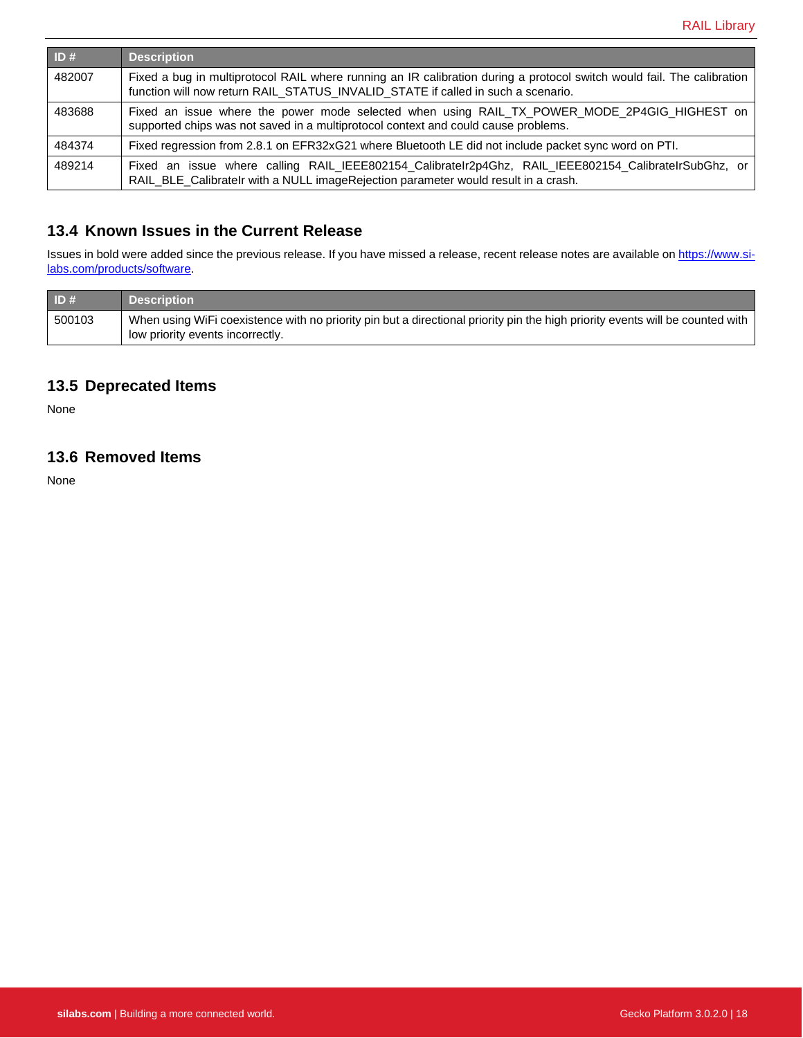| ID # | Description |
| --- | --- |
| 482007 | Fixed a bug in multiprotocol RAIL where running an IR calibration during a protocol switch would fail. The calibration function will now return RAIL_STATUS_INVALID_STATE if called in such a scenario. |
| 483688 | Fixed an issue where the power mode selected when using RAIL_TX_POWER_MODE_2P4GIG_HIGHEST on supported chips was not saved in a multiprotocol context and could cause problems. |
| 484374 | Fixed regression from 2.8.1 on EFR32xG21 where Bluetooth LE did not include packet sync word on PTI. |
| 489214 | Fixed an issue where calling RAIL_IEEE802154_CalibrateIr2p4Ghz, RAIL_IEEE802154_CalibrateIrSubGhz, or RAIL_BLE_CalibrateIr with a NULL imageRejection parameter would result in a crash. |

## 13.4 Known Issues in the Current Release

Issues in bold were added since the previous release. If you have missed a release, recent release notes are available on [https://www.si-labs.com/products/software](https://www.silabs.com/products/software).

| ID # | Description |
| --- | --- |
| 500103 | When using WiFi coexistence with no priority pin but a directional priority pin the high priority events will be counted with low priority events incorrectly. |

## 13.5 Deprecated Items

None

## 13.6 Removed Items

None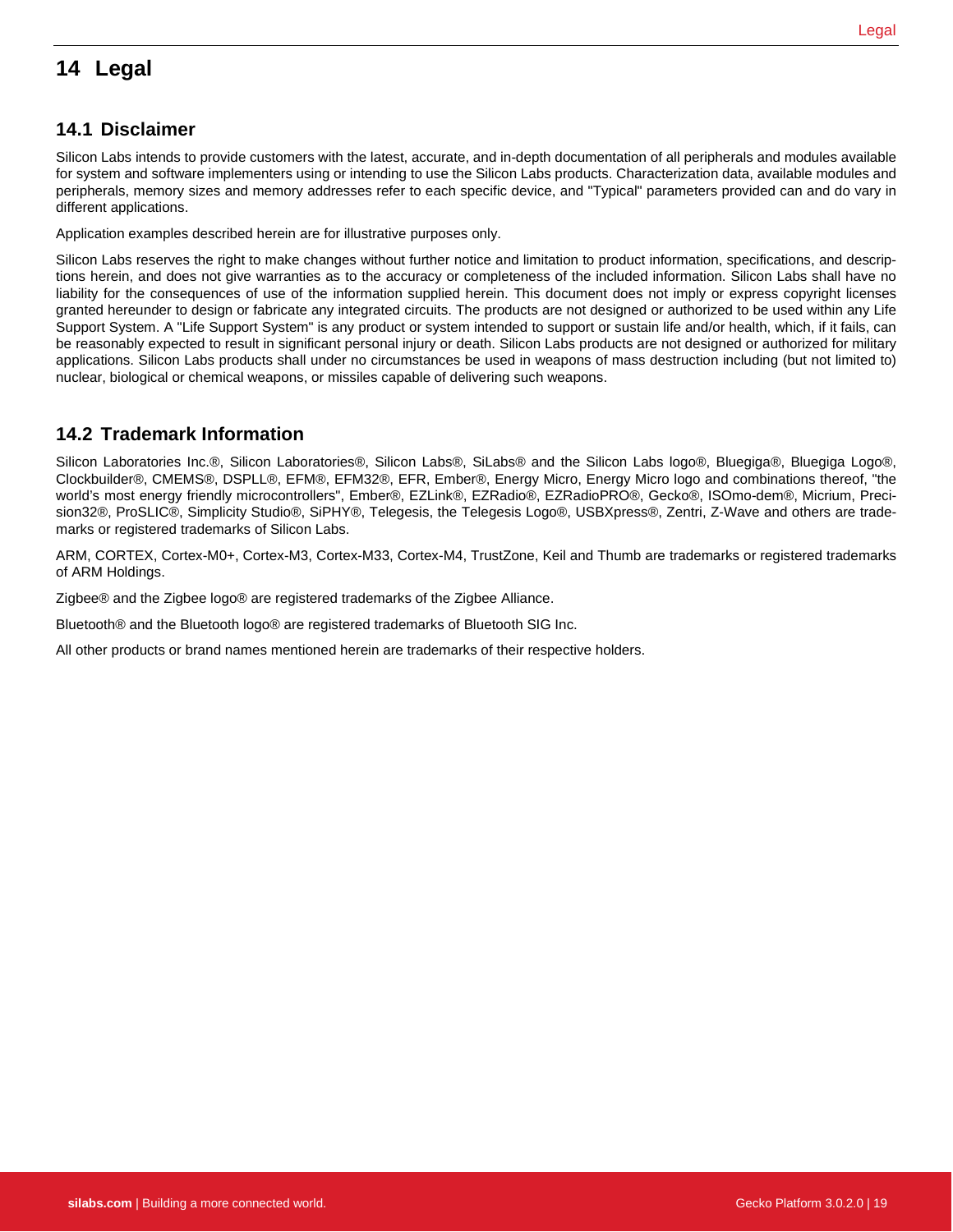# 14 Legal

## 14.1 Disclaimer

Silicon Labs intends to provide customers with the latest, accurate, and in-depth documentation of all peripherals and modules available for system and software implementers using or intending to use the Silicon Labs products. Characterization data, available modules and peripherals, memory sizes and memory addresses refer to each specific device, and "Typical" parameters provided can and do vary in different applications.

Application examples described herein are for illustrative purposes only.

Silicon Labs reserves the right to make changes without further notice and limitation to product information, specifications, and descriptions herein, and does not give warranties as to the accuracy or completeness of the included information. Silicon Labs shall have no liability for the consequences of use of the information supplied herein. This document does not imply or express copyright licenses granted hereunder to design or fabricate any integrated circuits. The products are not designed or authorized to be used within any Life Support System. A "Life Support System" is any product or system intended to support or sustain life and/or health, which, if it fails, can be reasonably expected to result in significant personal injury or death. Silicon Labs products are not designed or authorized for military applications. Silicon Labs products shall under no circumstances be used in weapons of mass destruction including (but not limited to) nuclear, biological or chemical weapons, or missiles capable of delivering such weapons.

## 14.2 Trademark Information

Silicon Laboratories Inc.®, Silicon Laboratories®, Silicon Labs®, SiLabs® and the Silicon Labs logo®, Bluegiga®, Bluegiga Logo®, Clockbuilder®, CMEMS®, DSPLL®, EFM®, EFM32®, EFR, Ember®, Energy Micro, Energy Micro logo and combinations thereof, "the world's most energy friendly microcontrollers", Ember®, EZLink®, EZRadio®, EZRadioPRO®, Gecko®, ISOmo-dem®, Micrium, Precision32®, ProSLIC®, Simplicity Studio®, SiPHY®, Telegesis, the Telegesis Logo®, USBXpress®, Zentri, Z-Wave and others are trademarks or registered trademarks of Silicon Labs.

ARM, CORTEX, Cortex-M0+, Cortex-M3, Cortex-M33, Cortex-M4, TrustZone, Keil and Thumb are trademarks or registered trademarks of ARM Holdings.

Zigbee® and the Zigbee logo® are registered trademarks of the Zigbee Alliance.

Bluetooth® and the Bluetooth logo® are registered trademarks of Bluetooth SIG Inc.

All other products or brand names mentioned herein are trademarks of their respective holders.